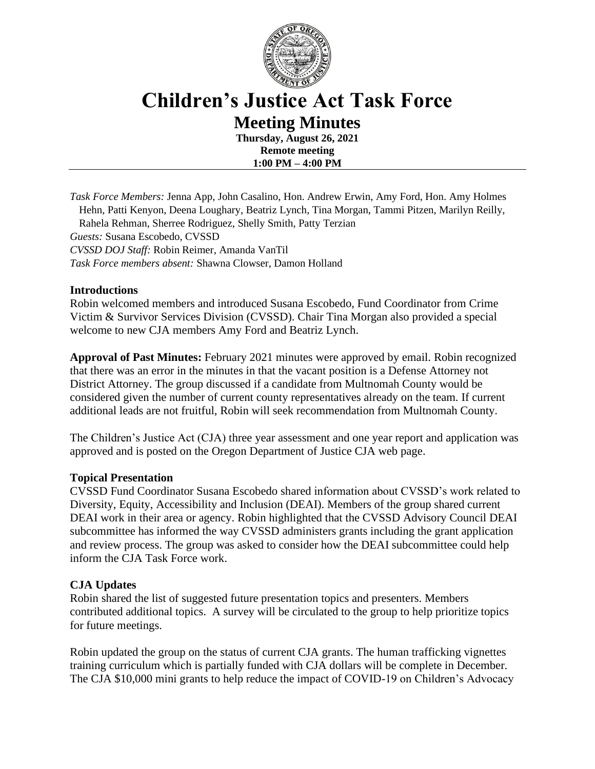# Children's Justice Act Task Force

## Meeting Minutes

**Thursday, August 26, 2021**
**Remote meeting**
**1:00 PM – 4:00 PM**

---

*Task Force Members:* Jenna App, John Casalino, Hon. Andrew Erwin, Amy Ford, Hon. Amy Holmes Hehn, Patti Kenyon, Deena Loughary, Beatriz Lynch, Tina Morgan, Tammi Pitzen, Marilyn Reilly, Rahela Rehman, Sherree Rodriguez, Shelly Smith, Patty Terzian

*Guests:* Susana Escobedo, CVSSD

*CVSSD DOJ Staff:* Robin Reimer, Amanda VanTil

*Task Force members absent:* Shawna Clowser, Damon Holland

### Introductions

Robin welcomed members and introduced Susana Escobedo, Fund Coordinator from Crime Victim & Survivor Services Division (CVSSD). Chair Tina Morgan also provided a special welcome to new CJA members Amy Ford and Beatriz Lynch.

**Approval of Past Minutes:** February 2021 minutes were approved by email. Robin recognized that there was an error in the minutes in that the vacant position is a Defense Attorney not District Attorney. The group discussed if a candidate from Multnomah County would be considered given the number of current county representatives already on the team. If current additional leads are not fruitful, Robin will seek recommendation from Multnomah County.

The Children's Justice Act (CJA) three year assessment and one year report and application was approved and is posted on the Oregon Department of Justice CJA web page.

### Topical Presentation

CVSSD Fund Coordinator Susana Escobedo shared information about CVSSD's work related to Diversity, Equity, Accessibility and Inclusion (DEAI). Members of the group shared current DEAI work in their area or agency. Robin highlighted that the CVSSD Advisory Council DEAI subcommittee has informed the way CVSSD administers grants including the grant application and review process. The group was asked to consider how the DEAI subcommittee could help inform the CJA Task Force work.

### CJA Updates

Robin shared the list of suggested future presentation topics and presenters. Members contributed additional topics. A survey will be circulated to the group to help prioritize topics for future meetings.

Robin updated the group on the status of current CJA grants. The human trafficking vignettes training curriculum which is partially funded with CJA dollars will be complete in December. The CJA $10,000 mini grants to help reduce the impact of COVID-19 on Children's Advocacy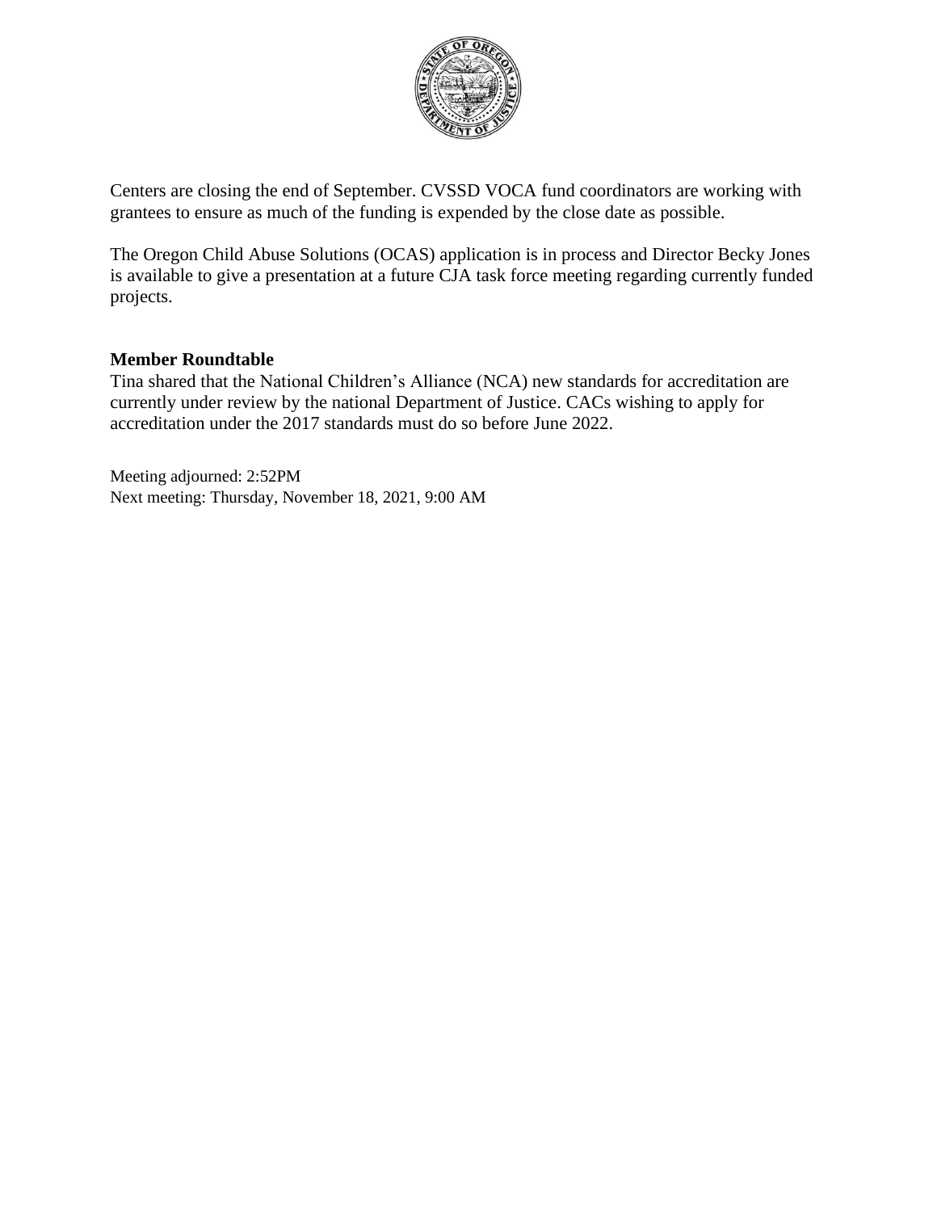Centers are closing the end of September. CVSSD VOCA fund coordinators are working with grantees to ensure as much of the funding is expended by the close date as possible.

The Oregon Child Abuse Solutions (OCAS) application is in process and Director Becky Jones is available to give a presentation at a future CJA task force meeting regarding currently funded projects.

**Member Roundtable**

Tina shared that the National Children's Alliance (NCA) new standards for accreditation are currently under review by the national Department of Justice. CACs wishing to apply for accreditation under the 2017 standards must do so before June 2022.

Meeting adjourned: 2:52PM

Next meeting: Thursday, November 18, 2021, 9:00 AM